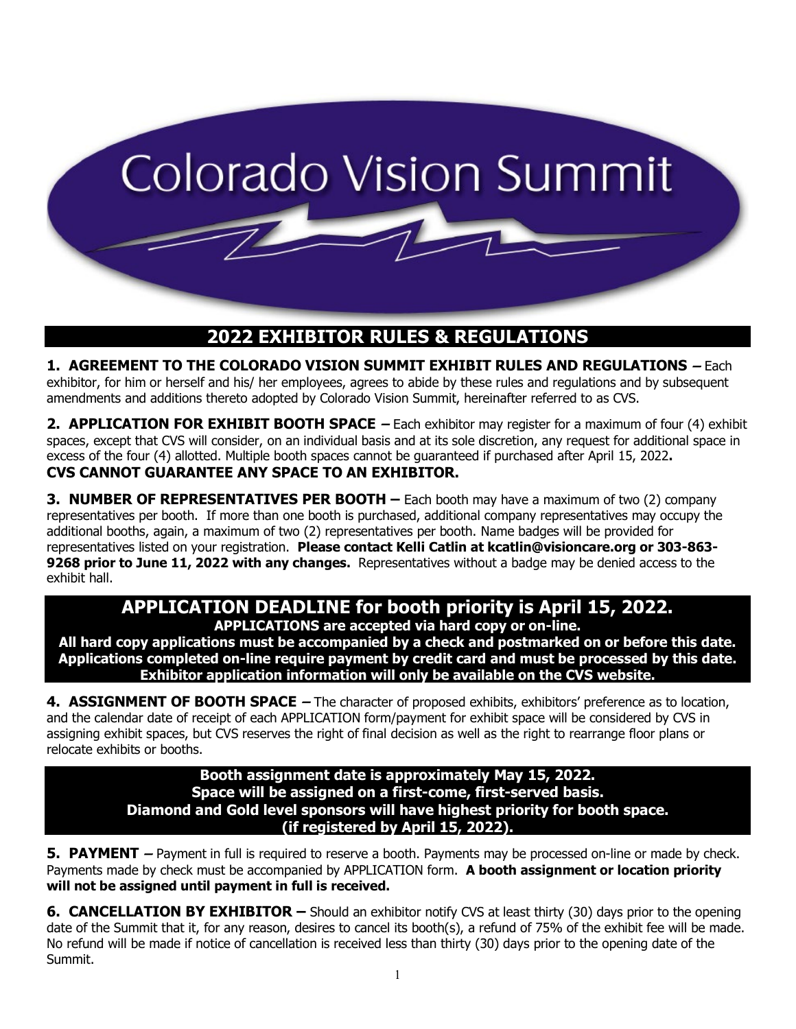# Colorado Vision Summit

## 2022 EXHIBITOR RULES & REGULATIONS

**1. AGREEMENT TO THE COLORADO VISION SUMMIT EXHIBIT RULES AND REGULATIONS –** Each exhibitor, for him or herself and his/ her employees, agrees to abide by these rules and regulations and by subsequent amendments and additions thereto adopted by Colorado Vision Summit, hereinafter referred to as CVS.

**2. APPLICATION FOR EXHIBIT BOOTH SPACE –** Each exhibitor may register for a maximum of four (4) exhibit spaces, except that CVS will consider, on an individual basis and at its sole discretion, any request for additional space in excess of the four (4) allotted. Multiple booth spaces cannot be guaranteed if purchased after April 15, 2022**.**
**CVS CANNOT GUARANTEE ANY SPACE TO AN EXHIBITOR.**

**3. NUMBER OF REPRESENTATIVES PER BOOTH –** Each booth may have a maximum of two (2) company representatives per booth. If more than one booth is purchased, additional company representatives may occupy the additional booths, again, a maximum of two (2) representatives per booth. Name badges will be provided for representatives listed on your registration. **Please contact Kelli Catlin at kcatlin@visioncare.org or 303-863-9268 prior to June 11, 2022 with any changes.** Representatives without a badge may be denied access to the exhibit hall.

### APPLICATION DEADLINE for booth priority is April 15, 2022.

**APPLICATIONS are accepted via hard copy or on-line.**
**All hard copy applications must be accompanied by a check and postmarked on or before this date.**
**Applications completed on-line require payment by credit card and must be processed by this date.**
**Exhibitor application information will only be available on the CVS website.**

**4. ASSIGNMENT OF BOOTH SPACE –** The character of proposed exhibits, exhibitors' preference as to location, and the calendar date of receipt of each APPLICATION form/payment for exhibit space will be considered by CVS in assigning exhibit spaces, but CVS reserves the right of final decision as well as the right to rearrange floor plans or relocate exhibits or booths.

**Booth assignment date is approximately May 15, 2022.**
**Space will be assigned on a first-come, first-served basis.**
**Diamond and Gold level sponsors will have highest priority for booth space.**
**(if registered by April 15, 2022).**

**5. PAYMENT –** Payment in full is required to reserve a booth. Payments may be processed on-line or made by check. Payments made by check must be accompanied by APPLICATION form. **A booth assignment or location priority will not be assigned until payment in full is received.**

**6. CANCELLATION BY EXHIBITOR –** Should an exhibitor notify CVS at least thirty (30) days prior to the opening date of the Summit that it, for any reason, desires to cancel its booth(s), a refund of 75% of the exhibit fee will be made. No refund will be made if notice of cancellation is received less than thirty (30) days prior to the opening date of the Summit.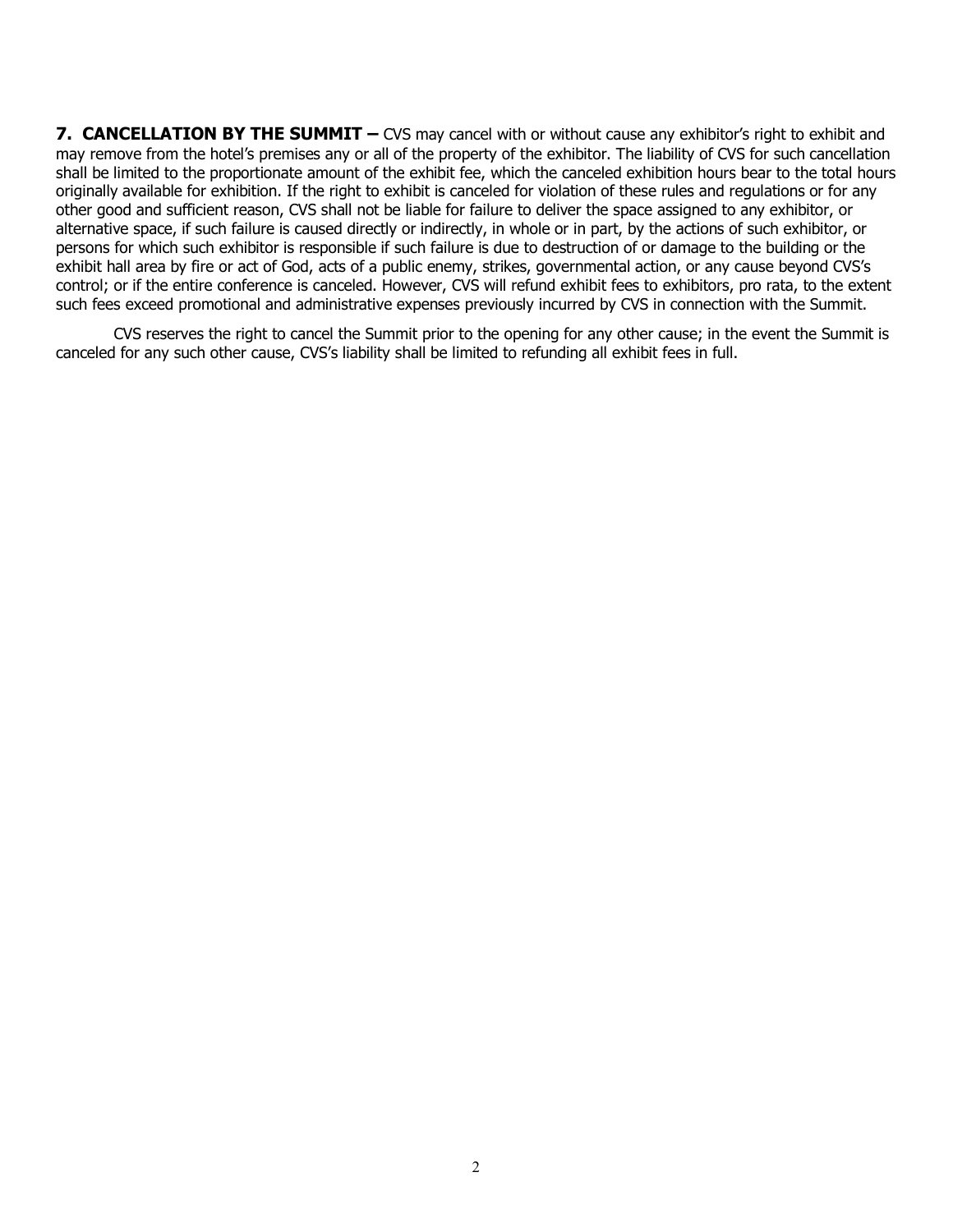**7. CANCELLATION BY THE SUMMIT –** CVS may cancel with or without cause any exhibitor's right to exhibit and may remove from the hotel's premises any or all of the property of the exhibitor. The liability of CVS for such cancellation shall be limited to the proportionate amount of the exhibit fee, which the canceled exhibition hours bear to the total hours originally available for exhibition. If the right to exhibit is canceled for violation of these rules and regulations or for any other good and sufficient reason, CVS shall not be liable for failure to deliver the space assigned to any exhibitor, or alternative space, if such failure is caused directly or indirectly, in whole or in part, by the actions of such exhibitor, or persons for which such exhibitor is responsible if such failure is due to destruction of or damage to the building or the exhibit hall area by fire or act of God, acts of a public enemy, strikes, governmental action, or any cause beyond CVS's control; or if the entire conference is canceled. However, CVS will refund exhibit fees to exhibitors, pro rata, to the extent such fees exceed promotional and administrative expenses previously incurred by CVS in connection with the Summit.

CVS reserves the right to cancel the Summit prior to the opening for any other cause; in the event the Summit is canceled for any such other cause, CVS's liability shall be limited to refunding all exhibit fees in full.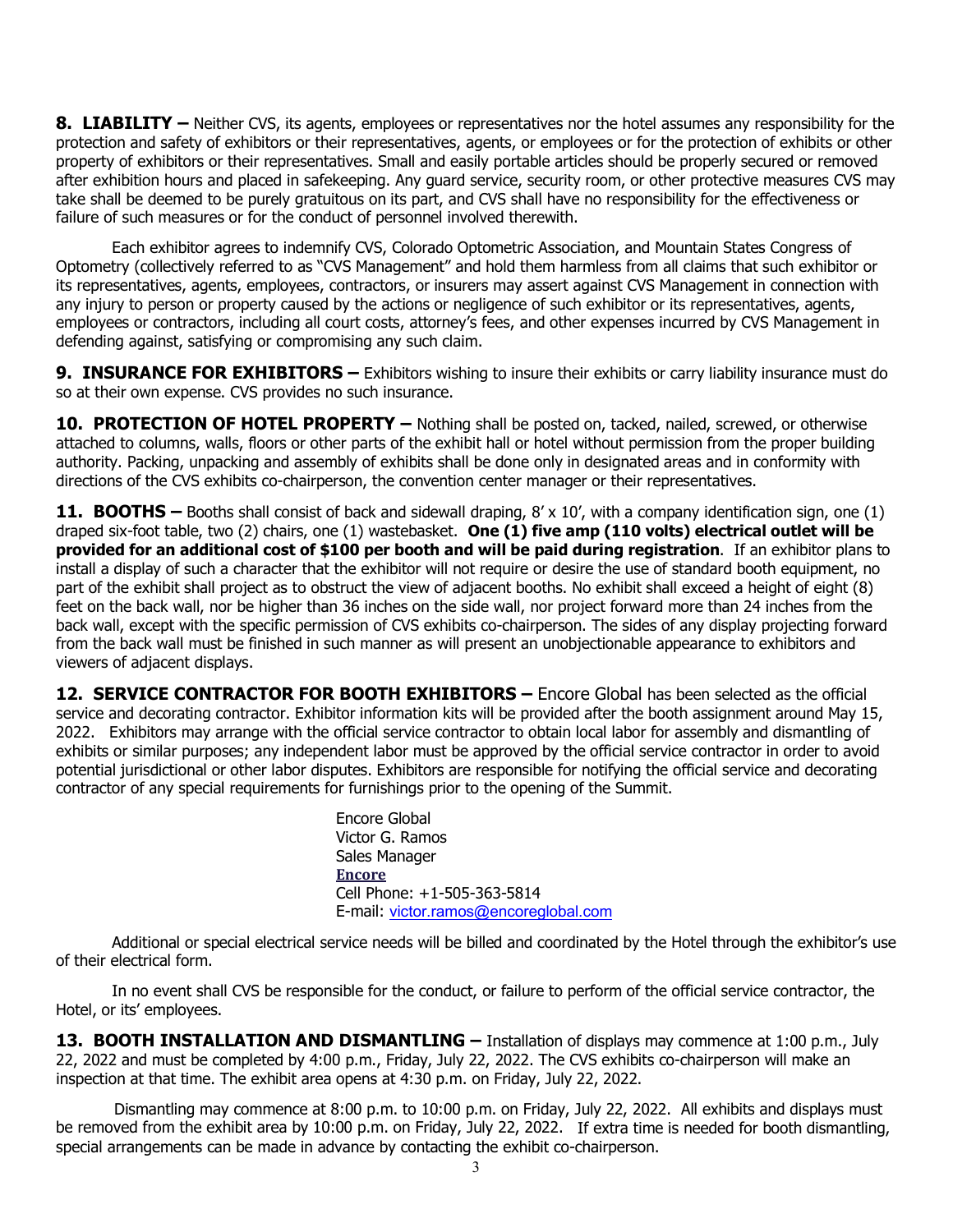**8. LIABILITY –** Neither CVS, its agents, employees or representatives nor the hotel assumes any responsibility for the protection and safety of exhibitors or their representatives, agents, or employees or for the protection of exhibits or other property of exhibitors or their representatives. Small and easily portable articles should be properly secured or removed after exhibition hours and placed in safekeeping. Any guard service, security room, or other protective measures CVS may take shall be deemed to be purely gratuitous on its part, and CVS shall have no responsibility for the effectiveness or failure of such measures or for the conduct of personnel involved therewith.

Each exhibitor agrees to indemnify CVS, Colorado Optometric Association, and Mountain States Congress of Optometry (collectively referred to as "CVS Management" and hold them harmless from all claims that such exhibitor or its representatives, agents, employees, contractors, or insurers may assert against CVS Management in connection with any injury to person or property caused by the actions or negligence of such exhibitor or its representatives, agents, employees or contractors, including all court costs, attorney's fees, and other expenses incurred by CVS Management in defending against, satisfying or compromising any such claim.

**9. INSURANCE FOR EXHIBITORS –** Exhibitors wishing to insure their exhibits or carry liability insurance must do so at their own expense. CVS provides no such insurance.

**10. PROTECTION OF HOTEL PROPERTY –** Nothing shall be posted on, tacked, nailed, screwed, or otherwise attached to columns, walls, floors or other parts of the exhibit hall or hotel without permission from the proper building authority. Packing, unpacking and assembly of exhibits shall be done only in designated areas and in conformity with directions of the CVS exhibits co-chairperson, the convention center manager or their representatives.

**11. BOOTHS –** Booths shall consist of back and sidewall draping, 8' x 10', with a company identification sign, one (1) draped six-foot table, two (2) chairs, one (1) wastebasket. **One (1) five amp (110 volts) electrical outlet will be provided for an additional cost of $100 per booth and will be paid during registration**. If an exhibitor plans to install a display of such a character that the exhibitor will not require or desire the use of standard booth equipment, no part of the exhibit shall project as to obstruct the view of adjacent booths. No exhibit shall exceed a height of eight (8) feet on the back wall, nor be higher than 36 inches on the side wall, nor project forward more than 24 inches from the back wall, except with the specific permission of CVS exhibits co-chairperson. The sides of any display projecting forward from the back wall must be finished in such manner as will present an unobjectionable appearance to exhibitors and viewers of adjacent displays.

**12. SERVICE CONTRACTOR FOR BOOTH EXHIBITORS –** Encore Global has been selected as the official service and decorating contractor. Exhibitor information kits will be provided after the booth assignment around May 15, 2022. Exhibitors may arrange with the official service contractor to obtain local labor for assembly and dismantling of exhibits or similar purposes; any independent labor must be approved by the official service contractor in order to avoid potential jurisdictional or other labor disputes. Exhibitors are responsible for notifying the official service and decorating contractor of any special requirements for furnishings prior to the opening of the Summit.

Encore Global  
Victor G. Ramos  
Sales Manager  
**Encore**  
Cell Phone: +1-505-363-5814  
E-mail: victor.ramos@encoreglobal.com

Additional or special electrical service needs will be billed and coordinated by the Hotel through the exhibitor's use of their electrical form.

In no event shall CVS be responsible for the conduct, or failure to perform of the official service contractor, the Hotel, or its' employees.

**13. BOOTH INSTALLATION AND DISMANTLING –** Installation of displays may commence at 1:00 p.m., July 22, 2022 and must be completed by 4:00 p.m., Friday, July 22, 2022. The CVS exhibits co-chairperson will make an inspection at that time. The exhibit area opens at 4:30 p.m. on Friday, July 22, 2022.

Dismantling may commence at 8:00 p.m. to 10:00 p.m. on Friday, July 22, 2022. All exhibits and displays must be removed from the exhibit area by 10:00 p.m. on Friday, July 22, 2022. If extra time is needed for booth dismantling, special arrangements can be made in advance by contacting the exhibit co-chairperson.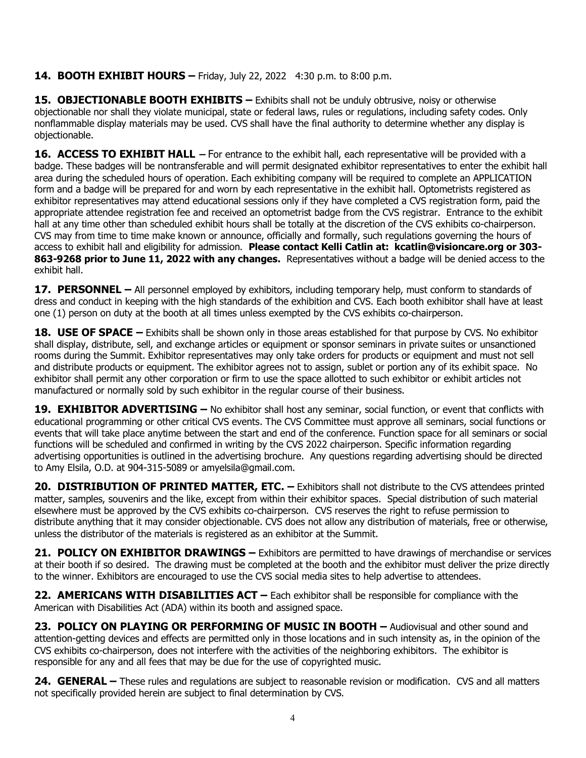**14. BOOTH EXHIBIT HOURS –** Friday, July 22, 2022 4:30 p.m. to 8:00 p.m.

**15. OBJECTIONABLE BOOTH EXHIBITS –** Exhibits shall not be unduly obtrusive, noisy or otherwise objectionable nor shall they violate municipal, state or federal laws, rules or regulations, including safety codes. Only nonflammable display materials may be used. CVS shall have the final authority to determine whether any display is objectionable.

**16. ACCESS TO EXHIBIT HALL –** For entrance to the exhibit hall, each representative will be provided with a badge. These badges will be nontransferable and will permit designated exhibitor representatives to enter the exhibit hall area during the scheduled hours of operation. Each exhibiting company will be required to complete an APPLICATION form and a badge will be prepared for and worn by each representative in the exhibit hall. Optometrists registered as exhibitor representatives may attend educational sessions only if they have completed a CVS registration form, paid the appropriate attendee registration fee and received an optometrist badge from the CVS registrar. Entrance to the exhibit hall at any time other than scheduled exhibit hours shall be totally at the discretion of the CVS exhibits co-chairperson. CVS may from time to time make known or announce, officially and formally, such regulations governing the hours of access to exhibit hall and eligibility for admission. **Please contact Kelli Catlin at: kcatlin@visioncare.org or 303-863-9268 prior to June 11, 2022 with any changes.** Representatives without a badge will be denied access to the exhibit hall.

**17. PERSONNEL –** All personnel employed by exhibitors, including temporary help, must conform to standards of dress and conduct in keeping with the high standards of the exhibition and CVS. Each booth exhibitor shall have at least one (1) person on duty at the booth at all times unless exempted by the CVS exhibits co-chairperson.

**18. USE OF SPACE –** Exhibits shall be shown only in those areas established for that purpose by CVS. No exhibitor shall display, distribute, sell, and exchange articles or equipment or sponsor seminars in private suites or unsanctioned rooms during the Summit. Exhibitor representatives may only take orders for products or equipment and must not sell and distribute products or equipment. The exhibitor agrees not to assign, sublet or portion any of its exhibit space. No exhibitor shall permit any other corporation or firm to use the space allotted to such exhibitor or exhibit articles not manufactured or normally sold by such exhibitor in the regular course of their business.

**19. EXHIBITOR ADVERTISING –** No exhibitor shall host any seminar, social function, or event that conflicts with educational programming or other critical CVS events. The CVS Committee must approve all seminars, social functions or events that will take place anytime between the start and end of the conference. Function space for all seminars or social functions will be scheduled and confirmed in writing by the CVS 2022 chairperson. Specific information regarding advertising opportunities is outlined in the advertising brochure. Any questions regarding advertising should be directed to Amy Elsila, O.D. at 904-315-5089 or amyelsila@gmail.com.

**20. DISTRIBUTION OF PRINTED MATTER, ETC. –** Exhibitors shall not distribute to the CVS attendees printed matter, samples, souvenirs and the like, except from within their exhibitor spaces. Special distribution of such material elsewhere must be approved by the CVS exhibits co-chairperson. CVS reserves the right to refuse permission to distribute anything that it may consider objectionable. CVS does not allow any distribution of materials, free or otherwise, unless the distributor of the materials is registered as an exhibitor at the Summit.

**21. POLICY ON EXHIBITOR DRAWINGS –** Exhibitors are permitted to have drawings of merchandise or services at their booth if so desired. The drawing must be completed at the booth and the exhibitor must deliver the prize directly to the winner. Exhibitors are encouraged to use the CVS social media sites to help advertise to attendees.

**22. AMERICANS WITH DISABILITIES ACT –** Each exhibitor shall be responsible for compliance with the American with Disabilities Act (ADA) within its booth and assigned space.

**23. POLICY ON PLAYING OR PERFORMING OF MUSIC IN BOOTH –** Audiovisual and other sound and attention-getting devices and effects are permitted only in those locations and in such intensity as, in the opinion of the CVS exhibits co-chairperson, does not interfere with the activities of the neighboring exhibitors. The exhibitor is responsible for any and all fees that may be due for the use of copyrighted music.

**24. GENERAL –** These rules and regulations are subject to reasonable revision or modification. CVS and all matters not specifically provided herein are subject to final determination by CVS.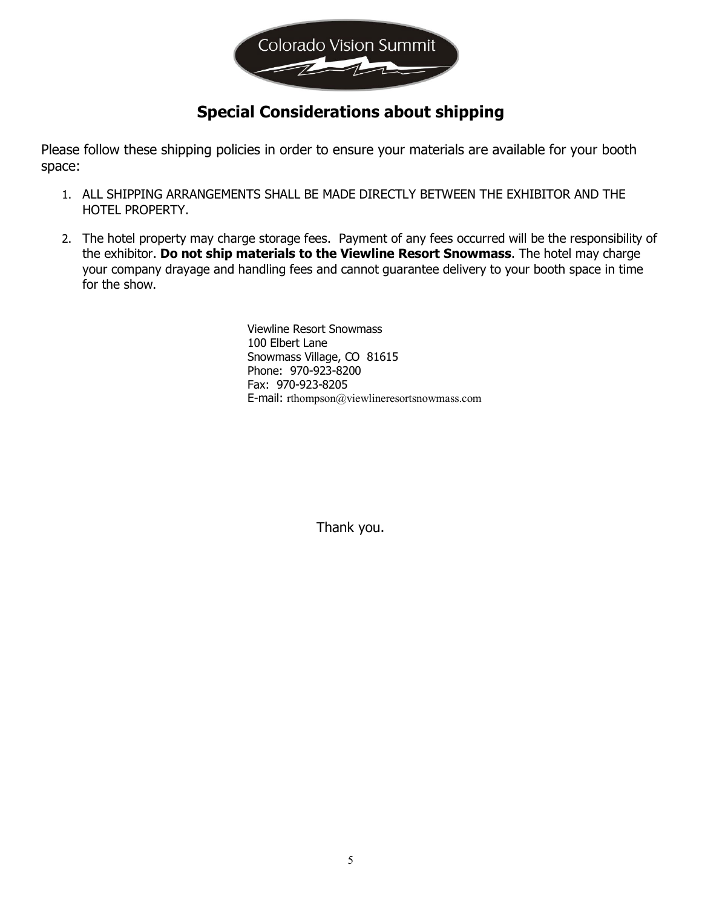Colorado Vision Summit

## Special Considerations about shipping

Please follow these shipping policies in order to ensure your materials are available for your booth space:

1. ALL SHIPPING ARRANGEMENTS SHALL BE MADE DIRECTLY BETWEEN THE EXHIBITOR AND THE HOTEL PROPERTY.
2. The hotel property may charge storage fees. Payment of any fees occurred will be the responsibility of the exhibitor. **Do not ship materials to the Viewline Resort Snowmass**. The hotel may charge your company drayage and handling fees and cannot guarantee delivery to your booth space in time for the show.

Viewline Resort Snowmass
100 Elbert Lane
Snowmass Village, CO 81615
Phone: 970-923-8200
Fax: 970-923-8205
E-mail: rthompson@viewlineresortsnowmass.com

Thank you.